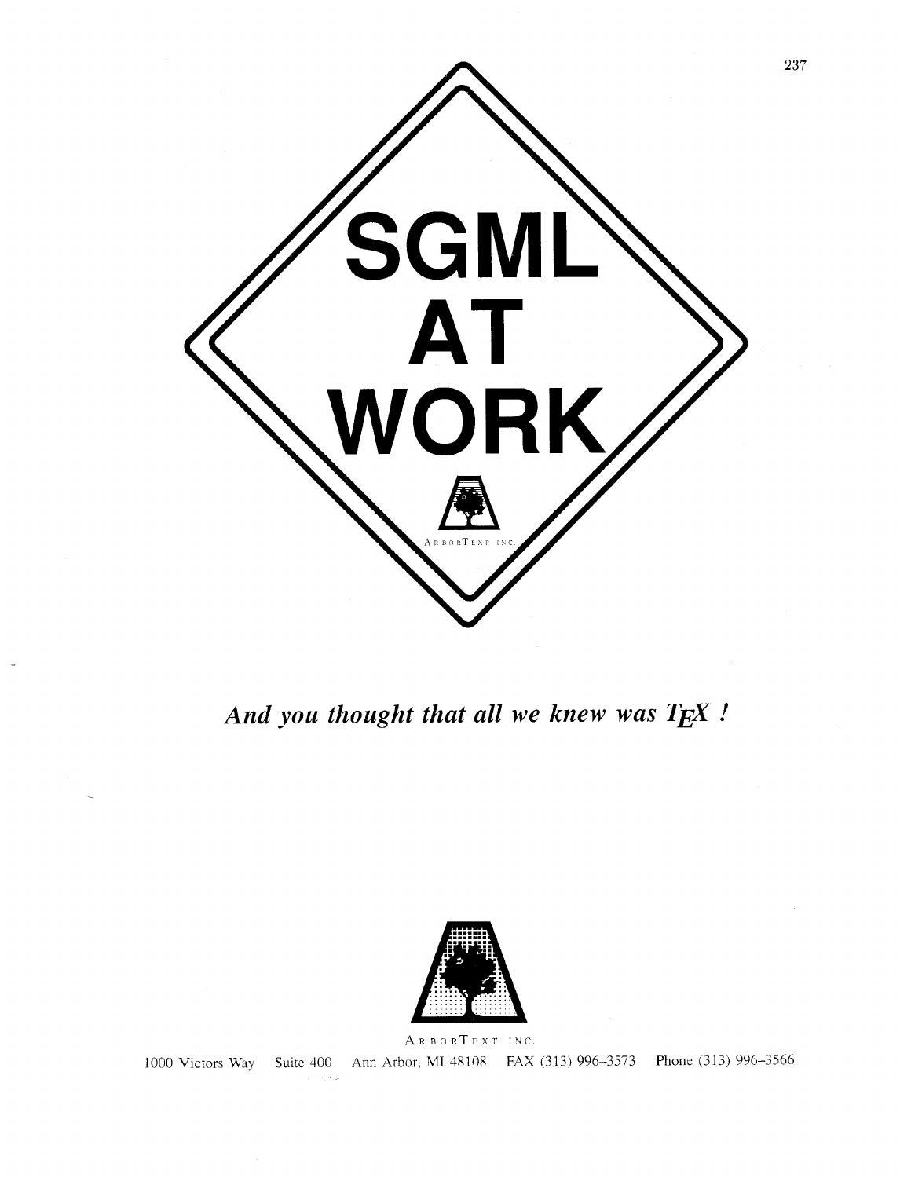# SGML AT WORK

ArborText Inc.

*And you thought that all we knew was $\TeX$ !*

ArborText Inc.

1000 Victors Way Suite 400 Ann Arbor, MI 48108 FAX (313) 996–3573 Phone (313) 996–3566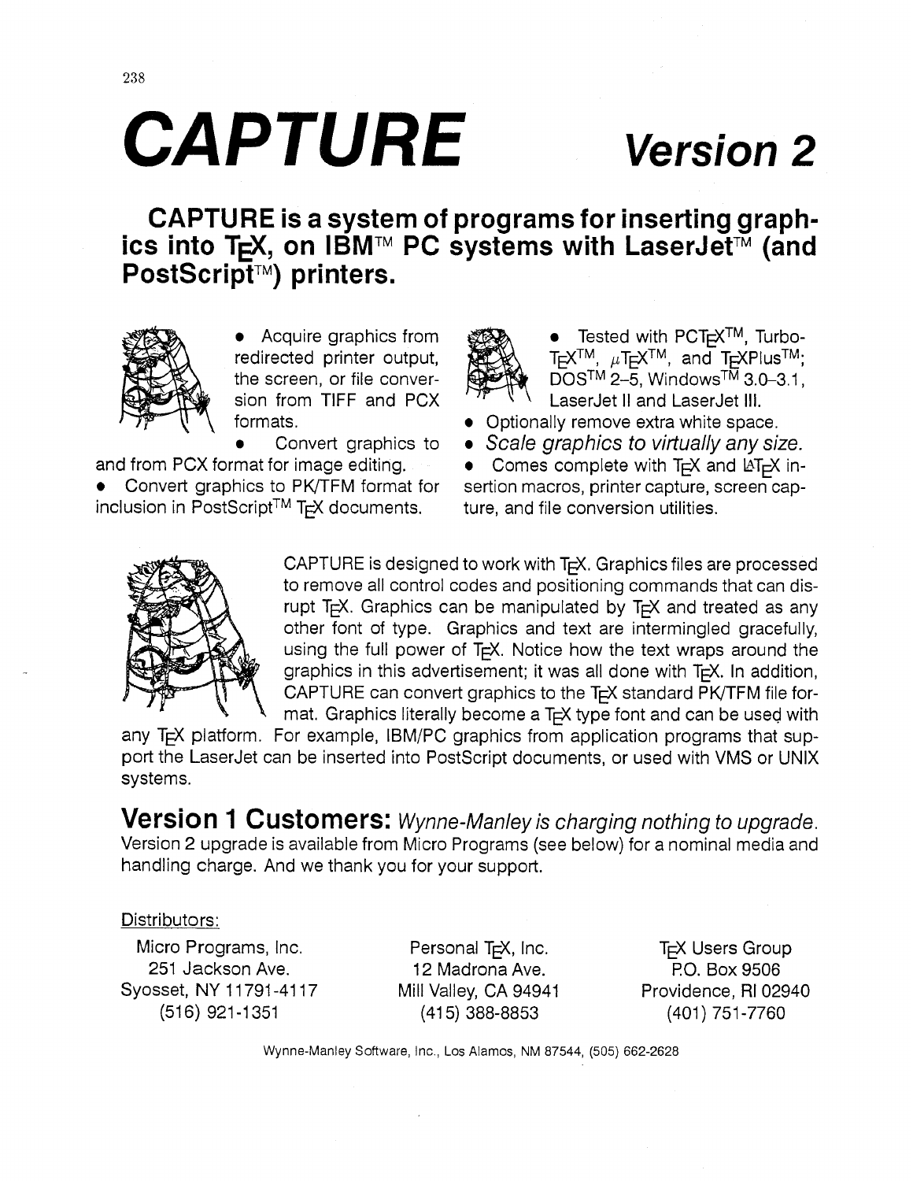# CAPTURE Version 2

## CAPTURE is a system of programs for inserting graphics into TEX, on IBM™ PC systems with LaserJet™ (and PostScript™) printers.

- Acquire graphics from redirected printer output, the screen, or file conversion from TIFF and PCX formats.
- Convert graphics to and from PCX format for image editing.
- Convert graphics to PK/TFM format for inclusion in PostScript™ TEX documents.
- Tested with PCTEX™, TurboTEX™, $\mu$TEX™, and TEXPlus™; DOS™ 2–5, Windows™ 3.0–3.1, LaserJet II and LaserJet III.
- Optionally remove extra white space.
- *Scale graphics to virtually any size.*
- Comes complete with TEX and LATEX insertion macros, printer capture, screen capture, and file conversion utilities.

CAPTURE is designed to work with TEX. Graphics files are processed to remove all control codes and positioning commands that can disrupt TEX. Graphics can be manipulated by TEX and treated as any other font of type. Graphics and text are intermingled gracefully, using the full power of TEX. Notice how the text wraps around the graphics in this advertisement; it was all done with TEX. In addition, CAPTURE can convert graphics to the TEX standard PK/TFM file format. Graphics literally become a TEX type font and can be used with any TEX platform. For example, IBM/PC graphics from application programs that support the LaserJet can be inserted into PostScript documents, or used with VMS or UNIX systems.

## Version 1 Customers: *Wynne-Manley is charging nothing to upgrade.*

Version 2 upgrade is available from Micro Programs (see below) for a nominal media and handling charge. And we thank you for your support.

Distributors:

Micro Programs, Inc.
251 Jackson Ave.
Syosset, NY 11791-4117
(516) 921-1351

Personal TEX, Inc.
12 Madrona Ave.
Mill Valley, CA 94941
(415) 388-8853

TEX Users Group
P.O. Box 9506
Providence, RI 02940
(401) 751-7760

Wynne-Manley Software, Inc., Los Alamos, NM 87544, (505) 662-2628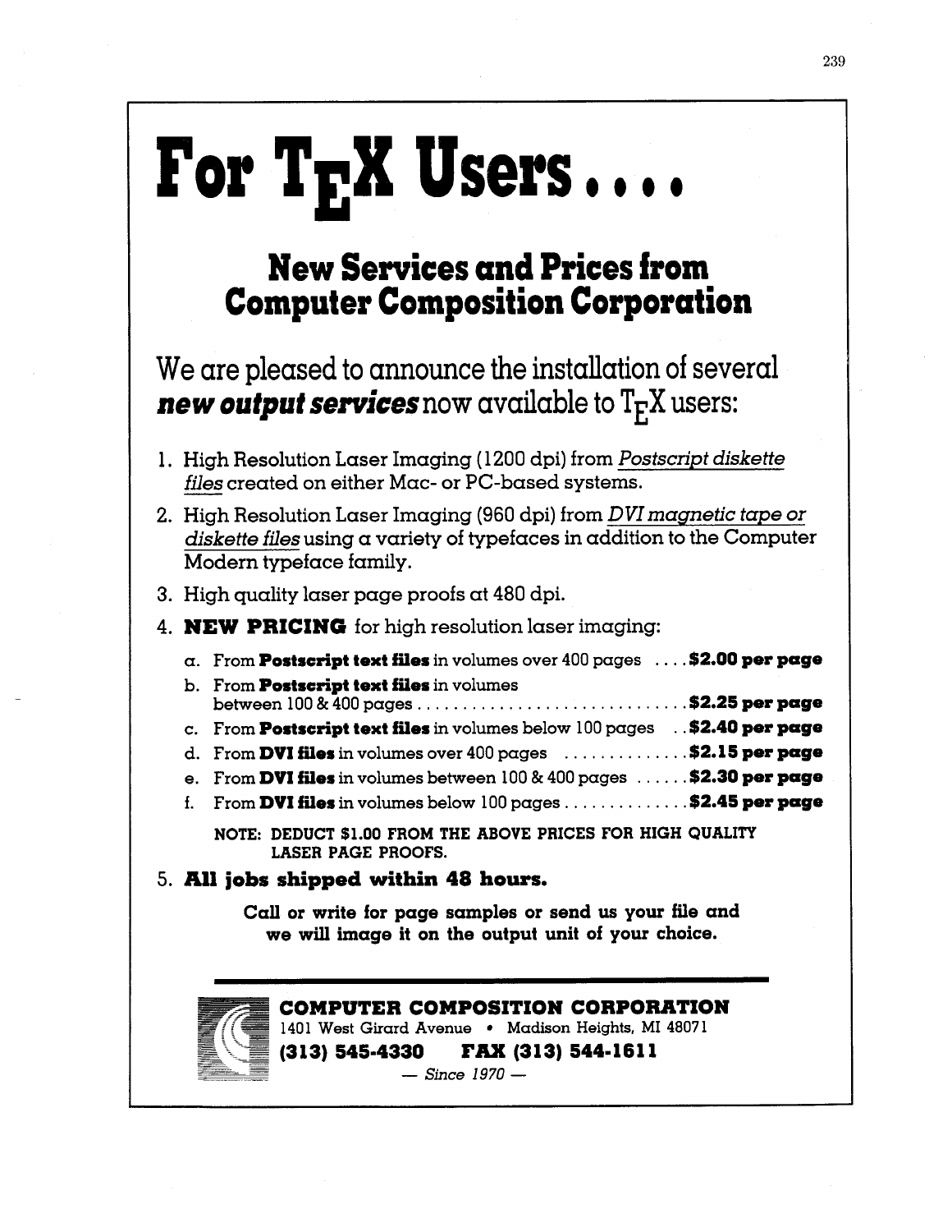# For TEX Users....

## New Services and Prices from Computer Composition Corporation

We are pleased to announce the installation of several ***new output services*** now available to TEX users:

1. High Resolution Laser Imaging (1200 dpi) from *Postscript diskette files* created on either Mac- or PC-based systems.
2. High Resolution Laser Imaging (960 dpi) from *DVI magnetic tape or diskette files* using a variety of typefaces in addition to the Computer Modern typeface family.
3. High quality laser page proofs at 480 dpi.
4. **NEW PRICING** for high resolution laser imaging:
   a. From **Postscript text files** in volumes over 400 pages .... **$2.00 per page**
   b. From **Postscript text files** in volumes between 100 & 400 pages .... **$2.25 per page**
   c. From **Postscript text files** in volumes below 100 pages .. **$2.40 per page**
   d. From **DVI files** in volumes over 400 pages .... **$2.15 per page**
   e. From **DVI files** in volumes between 100 & 400 pages ...... **$2.30 per page**
   f. From **DVI files** in volumes below 100 pages .... **$2.45 per page**

   NOTE: DEDUCT $1.00 FROM THE ABOVE PRICES FOR HIGH QUALITY LASER PAGE PROOFS.
5. **All jobs shipped within 48 hours.**

**Call or write for page samples or send us your file and we will image it on the output unit of your choice.**

---

**COMPUTER COMPOSITION CORPORATION**
1401 West Girard Avenue • Madison Heights, MI 48071
**(313) 545-4330 FAX (313) 544-1611**
*— Since 1970 —*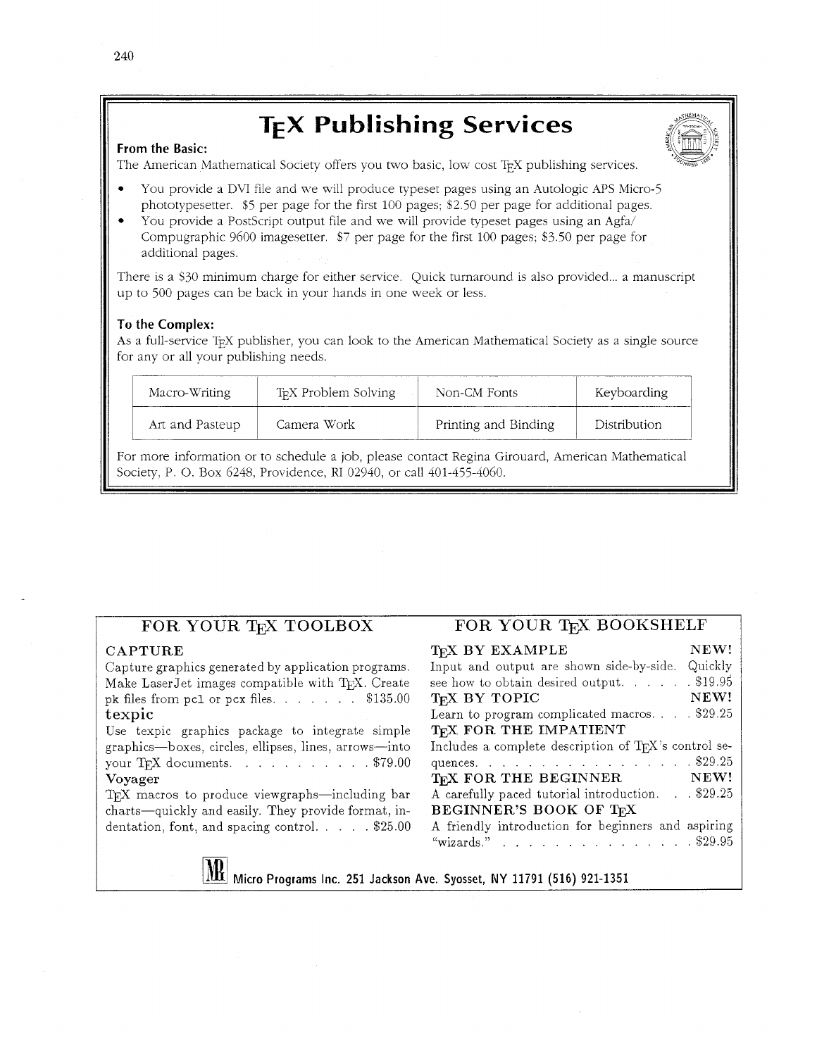# TEX Publishing Services

**From the Basic:**

The American Mathematical Society offers you two basic, low cost TEX publishing services.

- You provide a DVI file and we will produce typeset pages using an Autologic APS Micro-5 phototypesetter. $5 per page for the first 100 pages; $2.50 per page for additional pages.
- You provide a PostScript output file and we will provide typeset pages using an Agfa/Compugraphic 9600 imagesetter. $7 per page for the first 100 pages; $3.50 per page for additional pages.

There is a $30 minimum charge for either service. Quick turnaround is also provided... a manuscript up to 500 pages can be back in your hands in one week or less.

**To the Complex:**

As a full-service TEX publisher, you can look to the American Mathematical Society as a single source for any or all your publishing needs.

| Macro-Writing | TEX Problem Solving | Non-CM Fonts | Keyboarding |
|---|---|---|---|
| Art and Pasteup | Camera Work | Printing and Binding | Distribution |

For more information or to schedule a job, please contact Regina Girouard, American Mathematical Society, P. O. Box 6248, Providence, RI 02940, or call 401-455-4060.

## FOR YOUR TEX TOOLBOX

**CAPTURE**

Capture graphics generated by application programs. Make LaserJet images compatible with TEX. Create pk files from pcl or pcx files. . . . . . . $135.00

**texpic**

Use texpic graphics package to integrate simple graphics—boxes, circles, ellipses, lines, arrows—into your TEX documents. . . . . . . . . . . $79.00

**Voyager**

TEX macros to produce viewgraphs—including bar charts—quickly and easily. They provide format, indentation, font, and spacing control. . . . . $25.00

## FOR YOUR TEX BOOKSHELF

**TEX BY EXAMPLE** NEW!

Input and output are shown side-by-side. Quickly see how to obtain desired output. . . . . . $19.95

**TEX BY TOPIC** NEW!

Learn to program complicated macros. . . . $29.25

**TEX FOR THE IMPATIENT**

Includes a complete description of TEX's control sequences. . . . . . . . . . . . . . . . . $29.25

**TEX FOR THE BEGINNER** NEW!

A carefully paced tutorial introduction. . . $29.25

**BEGINNER'S BOOK OF TEX**

A friendly introduction for beginners and aspiring "wizards." . . . . . . . . . . . . . . . $29.95

**Micro Programs Inc. 251 Jackson Ave. Syosset, NY 11791 (516) 921-1351**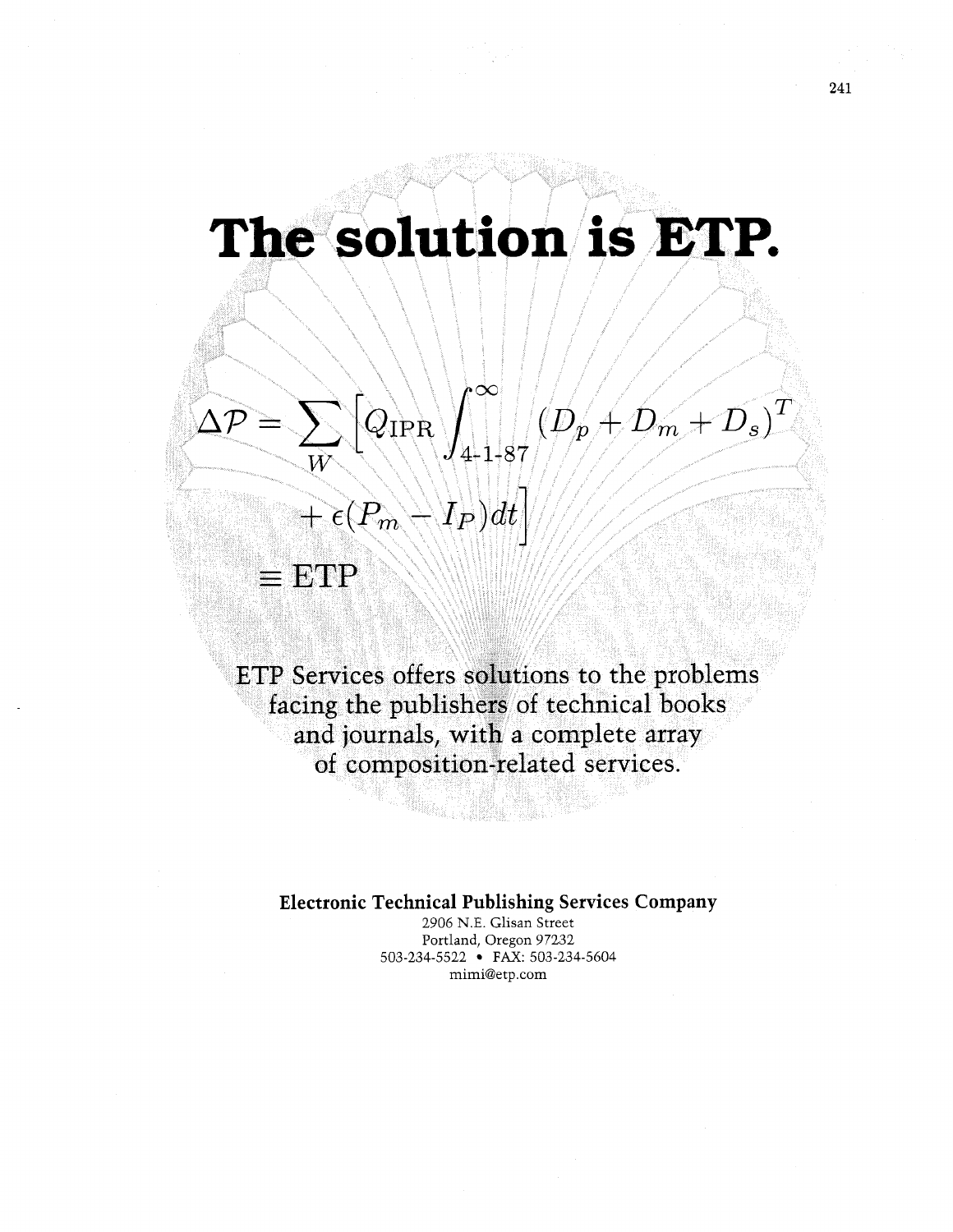# The solution is ETP.

$$\Delta\mathcal{P} = \sum_{W} \left[ Q_{\mathrm{IPR}} \int_{4\text{-}1\text{-}87}^{\infty} (D_p + D_m + D_s)^T + \epsilon(P_m - I_P)\,dt \right] \equiv \mathrm{ETP}$$

ETP Services offers solutions to the problems facing the publishers of technical books and journals, with a complete array of composition-related services.

**Electronic Technical Publishing Services Company**

2906 N.E. Glisan Street
Portland, Oregon 97232
503-234-5522 • FAX: 503-234-5604
mimi@etp.com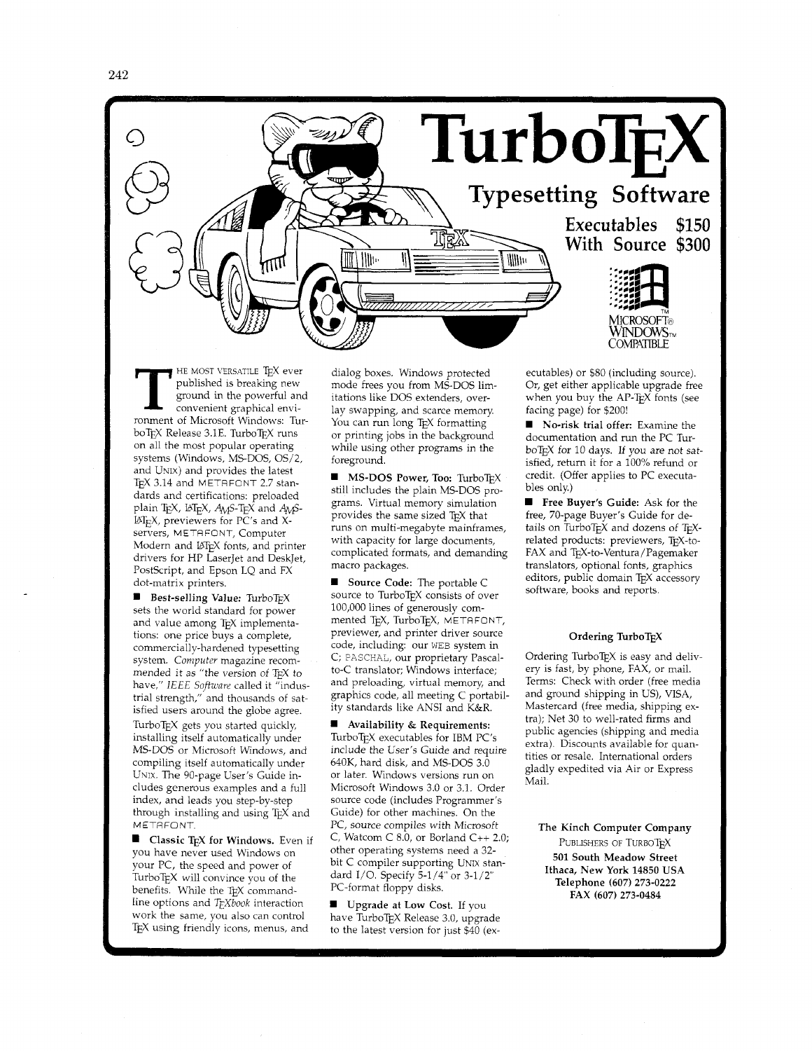# TurboTEX

## Typesetting Software

**Executables $150**
**With Source $300**

MICROSOFT® WINDOWS™ COMPATIBLE

THE MOST VERSATILE TEX ever published is breaking new ground in the powerful and convenient graphical environment of Microsoft Windows: TurboTEX Release 3.1E. TurboTEX runs on all the most popular operating systems (Windows, MS-DOS, OS/2, and UNIX) and provides the latest TEX 3.14 and METAFONT 2.7 standards and certifications: preloaded plain TEX, LATEX, AMS-TEX and AMS-LATEX, previewers for PC's and X-servers, METAFONT, Computer Modern and LATEX fonts, and printer drivers for HP LaserJet and DeskJet, PostScript, and Epson LQ and FX dot-matrix printers.

■ **Best-selling Value:** TurboTEX sets the world standard for power and value among TEX implementations: one price buys a complete, commercially-hardened typesetting system. *Computer* magazine recommended it as "the version of TEX to have," *IEEE Software* called it "industrial strength," and thousands of satisfied users around the globe agree.

TurboTEX gets you started quickly, installing itself automatically under MS-DOS or Microsoft Windows, and compiling itself automatically under UNIX. The 90-page User's Guide includes generous examples and a full index, and leads you step-by-step through installing and using TEX and METAFONT.

■ **Classic TEX for Windows.** Even if you have never used Windows on your PC, the speed and power of TurboTEX will convince you of the benefits. While the TEX command-line options and *TEXbook* interaction work the same, you also can control TEX using friendly icons, menus, and dialog boxes. Windows protected mode frees you from MS-DOS limitations like DOS extenders, overlay swapping, and scarce memory. You can run long TEX formatting or printing jobs in the background while using other programs in the foreground.

■ **MS-DOS Power, Too:** TurboTEX still includes the plain MS-DOS programs. Virtual memory simulation provides the same sized TEX that runs on multi-megabyte mainframes, with capacity for large documents, complicated formats, and demanding macro packages.

■ **Source Code:** The portable C source to TurboTEX consists of over 100,000 lines of generously commented TEX, TurboTEX, METAFONT, previewer, and printer driver source code, including: our WEB system in C; PASCHAL, our proprietary Pascal-to-C translator; Windows interface; and preloading, virtual memory, and graphics code, all meeting C portability standards like ANSI and K&R.

■ **Availability & Requirements:** TurboTEX executables for IBM PC's include the User's Guide and require 640K, hard disk, and MS-DOS 3.0 or later. Windows versions run on Microsoft Windows 3.0 or 3.1. Order source code (includes Programmer's Guide) for other machines. On the PC, source compiles with Microsoft C, Watcom C 8.0, or Borland C++ 2.0; other operating systems need a 32-bit C compiler supporting UNIX standard I/O. Specify 5-1/4" or 3-1/2" PC-format floppy disks.

■ **Upgrade at Low Cost.** If you have TurboTEX Release 3.0, upgrade to the latest version for just $40 (executables) or $80 (including source). Or, get either applicable upgrade free when you buy the AP-TEX fonts (see facing page) for $200!

■ **No-risk trial offer:** Examine the documentation and run the PC TurboTEX for 10 days. If you are not satisfied, return it for a 100% refund or credit. (Offer applies to PC executables only.)

■ **Free Buyer's Guide:** Ask for the free, 70-page Buyer's Guide for details on TurboTEX and dozens of TEX-related products: previewers, TEX-to-FAX and TEX-to-Ventura/Pagemaker translators, optional fonts, graphics editors, public domain TEX accessory software, books and reports.

### Ordering TurboTEX

Ordering TurboTEX is easy and delivery is fast, by phone, FAX, or mail. Terms: Check with order (free media and ground shipping in US), VISA, Mastercard (free media, shipping extra); Net 30 to well-rated firms and public agencies (shipping and media extra). Discounts available for quantities or resale. International orders gladly expedited via Air or Express Mail.

**The Kinch Computer Company**
PUBLISHERS OF TURBOTEX
**501 South Meadow Street**
**Ithaca, New York 14850 USA**
**Telephone (607) 273-0222**
**FAX (607) 273-0484**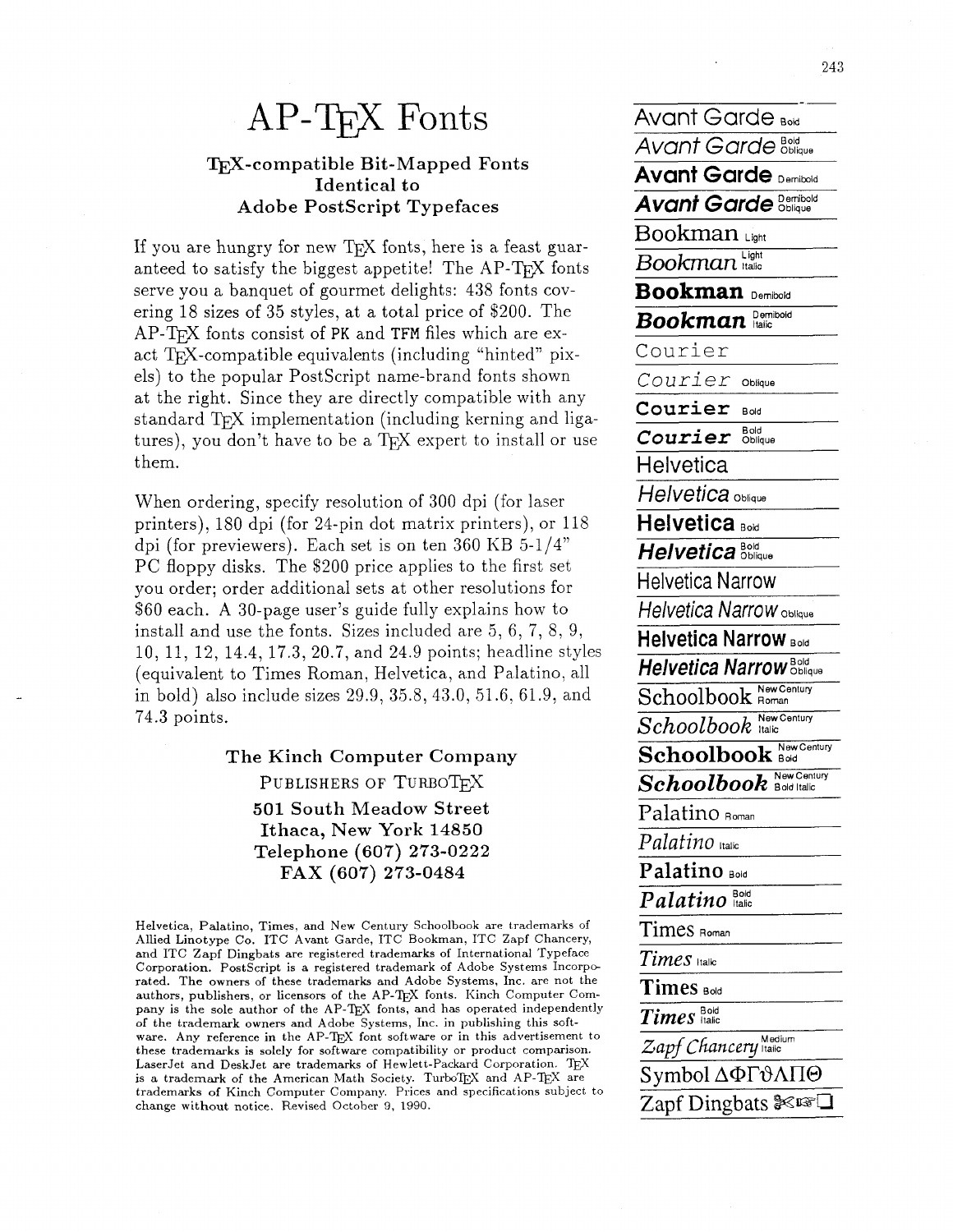# AP-TEX Fonts

### TEX-compatible Bit-Mapped Fonts Identical to Adobe PostScript Typefaces

If you are hungry for new TEX fonts, here is a feast guaranteed to satisfy the biggest appetite! The AP-TEX fonts serve you a banquet of gourmet delights: 438 fonts covering 18 sizes of 35 styles, at a total price of $200. The AP-TEX fonts consist of PK and TFM files which are exact TEX-compatible equivalents (including "hinted" pixels) to the popular PostScript name-brand fonts shown at the right. Since they are directly compatible with any standard TEX implementation (including kerning and ligatures), you don't have to be a TEX expert to install or use them.

When ordering, specify resolution of 300 dpi (for laser printers), 180 dpi (for 24-pin dot matrix printers), or 118 dpi (for previewers). Each set is on ten 360 KB 5-1/4" PC floppy disks. The $200 price applies to the first set you order; order additional sets at other resolutions for $60 each. A 30-page user's guide fully explains how to install and use the fonts. Sizes included are 5, 6, 7, 8, 9, 10, 11, 12, 14.4, 17.3, 20.7, and 24.9 points; headline styles (equivalent to Times Roman, Helvetica, and Palatino, all in bold) also include sizes 29.9, 35.8, 43.0, 51.6, 61.9, and 74.3 points.

**The Kinch Computer Company**
PUBLISHERS OF TURBOTEX
**501 South Meadow Street**
**Ithaca, New York 14850**
**Telephone (607) 273-0222**
**FAX (607) 273-0484**

Helvetica, Palatino, Times, and New Century Schoolbook are trademarks of Allied Linotype Co. ITC Avant Garde, ITC Bookman, ITC Zapf Chancery, and ITC Zapf Dingbats are registered trademarks of International Typeface Corporation. PostScript is a registered trademark of Adobe Systems Incorporated. The owners of these trademarks and Adobe Systems, Inc. are not the authors, publishers, or licensors of the AP-TEX fonts. Kinch Computer Company is the sole author of the AP-TEX fonts, and has operated independently of the trademark owners and Adobe Systems, Inc. in publishing this software. Any reference in the AP-TEX font software or in this advertisement to these trademarks is solely for software compatibility or product comparison. LaserJet and DeskJet are trademarks of Hewlett-Packard Corporation. TEX is a trademark of the American Math Society. TurboTEX and AP-TEX are trademarks of Kinch Computer Company. Prices and specifications subject to change without notice. Revised October 9, 1990.

Avant Garde Bold
*Avant Garde Bold Oblique*
**Avant Garde Demibold**
***Avant Garde Demibold Oblique***
Bookman Light
*Bookman Light Italic*
**Bookman Demibold**
***Bookman Demibold Italic***
Courier
*Courier Oblique*
**Courier Bold**
***Courier Bold Oblique***
Helvetica
*Helvetica Oblique*
**Helvetica Bold**
***Helvetica Bold Oblique***
Helvetica Narrow
*Helvetica Narrow Oblique*
**Helvetica Narrow Bold**
***Helvetica Narrow Bold Oblique***
Schoolbook New Century Roman
*Schoolbook New Century Italic*
**Schoolbook New Century Bold**
***Schoolbook New Century Bold Italic***
Palatino Roman
*Palatino Italic*
**Palatino Bold**
***Palatino Bold Italic***
Times Roman
*Times Italic*
**Times Bold**
***Times Bold Italic***
*Zapf Chancery Medium Italic*
Symbol ΔΦΓϑΛΠΘ
Zapf Dingbats ✂☞❏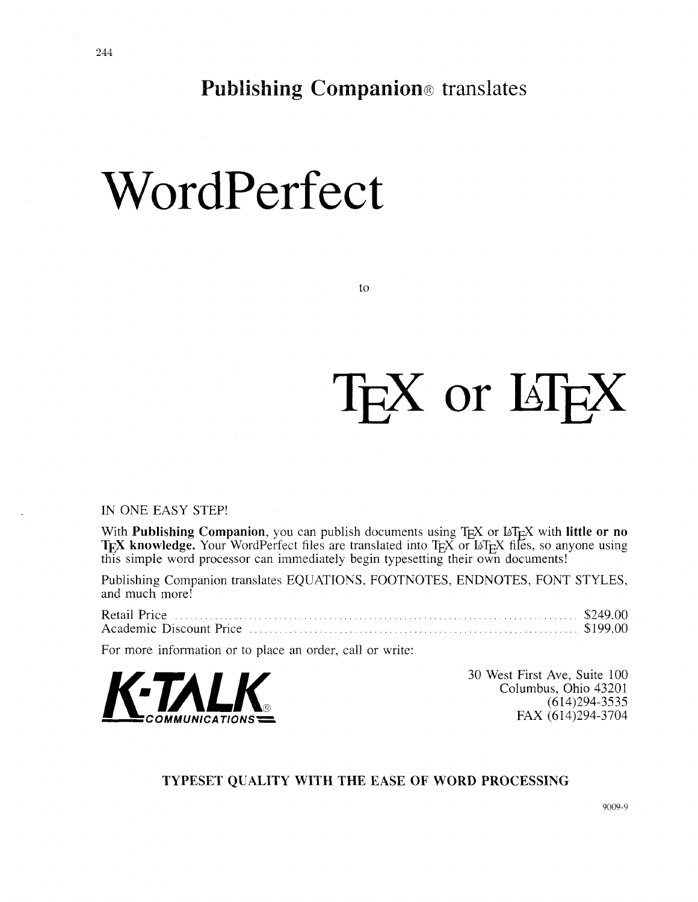# **Publishing Companion**® translates

# WordPerfect

to

# TEX or LATEX

IN ONE EASY STEP!

With **Publishing Companion**, you can publish documents using TEX or LATEX with **little or no TEX knowledge.** Your WordPerfect files are translated into TEX or LATEX files, so anyone using this simple word processor can immediately begin typesetting their own documents!

Publishing Companion translates EQUATIONS, FOOTNOTES, ENDNOTES, FONT STYLES, and much more!

Retail Price .......... $249.00
Academic Discount Price .......... $199.00

For more information or to place an order, call or write:

**K-TALK**® COMMUNICATIONS

30 West First Ave, Suite 100
Columbus, Ohio 43201
(614)294-3535
FAX (614)294-3704

**TYPESET QUALITY WITH THE EASE OF WORD PROCESSING**

9009-9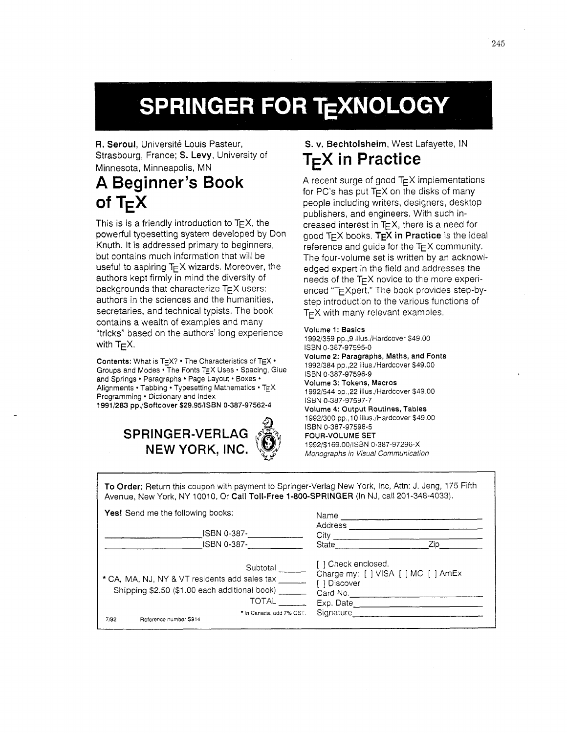# SPRINGER FOR TEXNOLOGY

**R. Seroul**, Université Louis Pasteur, Strasbourg, France; **S. Levy**, University of Minnesota, Minneapolis, MN

## A Beginner's Book of TEX

This is is a friendly introduction to TEX, the powerful typesetting system developed by Don Knuth. It is addressed primary to beginners, but contains much information that will be useful to aspiring TEX wizards. Moreover, the authors kept firmly in mind the diversity of backgrounds that characterize TEX users: authors in the sciences and the humanities, secretaries, and technical typists. The book contains a wealth of examples and many "tricks" based on the authors' long experience with TEX.

**Contents:** What is TEX? • The Characteristics of TEX • Groups and Modes • The Fonts TEX Uses • Spacing, Glue and Springs • Paragraphs • Page Layout • Boxes • Alignments • Tabbing • Typesetting Mathematics • TEX Programming • Dictionary and Index

**1991/283 pp./Softcover $29.95/ISBN 0-387-97562-4**

**SPRINGER-VERLAG NEW YORK, INC.**

**S. v. Bechtolsheim**, West Lafayette, IN

## TEX in Practice

A recent surge of good TEX implementations for PC's has put TEX on the disks of many people including writers, designers, desktop publishers, and engineers. With such increased interest in TEX, there is a need for good TEX books. **TEX in Practice** is the ideal reference and guide for the TEX community. The four-volume set is written by an acknowledged expert in the field and addresses the needs of the TEX novice to the more experienced "TEXpert." The book provides step-by-step introduction to the various functions of TEX with many relevant examples.

**Volume 1: Basics**
1992/359 pp.,9 illus./Hardcover $49.00
ISBN 0-387-97595-0

**Volume 2: Paragraphs, Maths, and Fonts**
1992/384 pp.,22 illus./Hardcover $49.00
ISBN 0-387-97596-9

**Volume 3: Tokens, Macros**
1992/544 pp.,22 illus./Hardcover $49.00
ISBN 0-387-97597-7

**Volume 4: Output Routines, Tables**
1992/300 pp.,10 illus./Hardcover $49.00
ISBN 0-387-97598-5

**FOUR-VOLUME SET**
1992/$169.00/ISBN 0-387-97296-X
*Monographs in Visual Communication*

---

**To Order:** Return this coupon with payment to Springer-Verlag New York, Inc, Attn: J. Jeng, 175 Fifth Avenue, New York, NY 10010, Or **Call Toll-Free 1-800-SPRINGER** (In NJ, call 201-348-4033).

**Yes!** Send me the following books:

______________ ISBN 0-387-__________
______________ ISBN 0-387-__________

Subtotal _____
* CA, MA, NJ, NY & VT residents add sales tax _____
Shipping $2.50 ($1.00 each additional book) _____
TOTAL _____

* In Canada, add 7% GST.

Name ______________
Address ______________
City ______________
State ______________ Zip ______

[ ] Check enclosed.
Charge my: [ ] VISA [ ] MC [ ] AmEx
[ ] Discover
Card No. ______________
Exp. Date ______________
Signature ______________

7/92 Reference number S914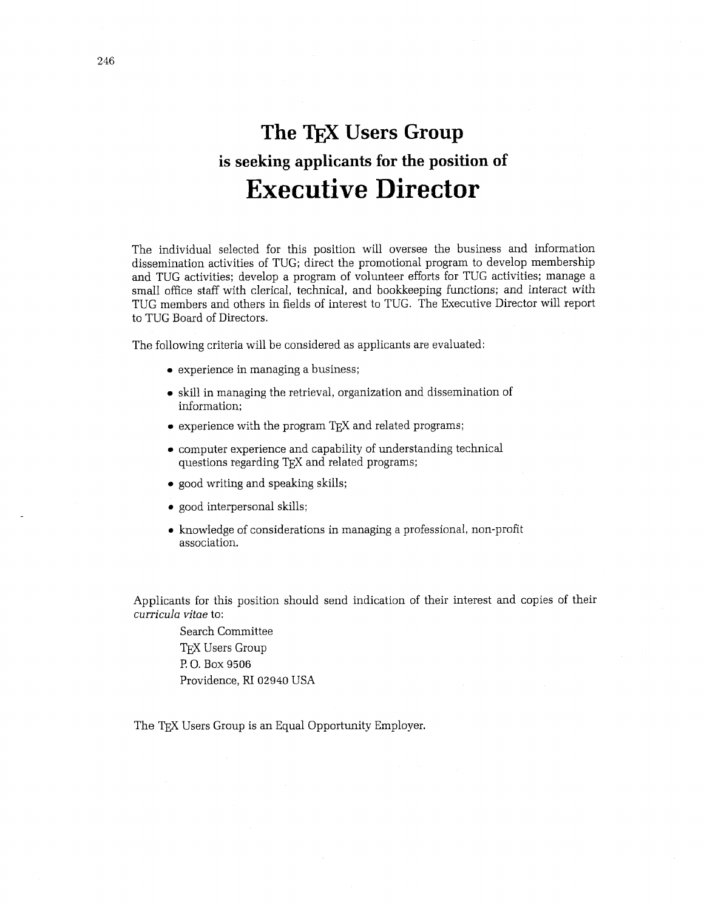# The TeX Users Group

## is seeking applicants for the position of

# Executive Director

The individual selected for this position will oversee the business and information dissemination activities of TUG; direct the promotional program to develop membership and TUG activities; develop a program of volunteer efforts for TUG activities; manage a small office staff with clerical, technical, and bookkeeping functions; and interact with TUG members and others in fields of interest to TUG. The Executive Director will report to TUG Board of Directors.

The following criteria will be considered as applicants are evaluated:

- experience in managing a business;
- skill in managing the retrieval, organization and dissemination of information;
- experience with the program TeX and related programs;
- computer experience and capability of understanding technical questions regarding TeX and related programs;
- good writing and speaking skills;
- good interpersonal skills;
- knowledge of considerations in managing a professional, non-profit association.

Applicants for this position should send indication of their interest and copies of their *curricula vitae* to:

Search Committee
TeX Users Group
P. O. Box 9506
Providence, RI 02940 USA

The TeX Users Group is an Equal Opportunity Employer.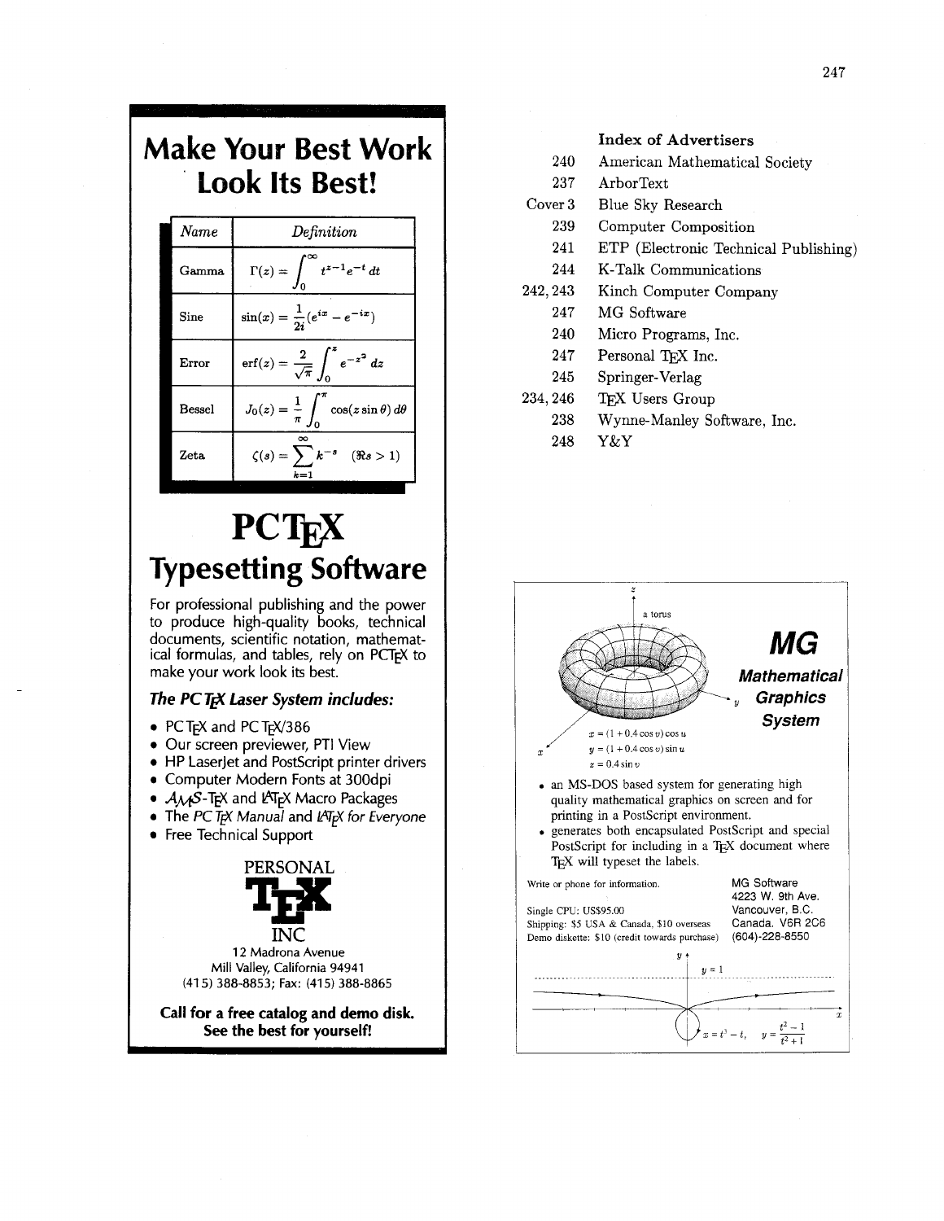# Make Your Best Work Look Its Best!

| *Name* | *Definition* |
|---|---|
| Gamma | $\Gamma(z) = \int_0^\infty t^{z-1}e^{-t}\,dt$ |
| Sine | $\sin(x) = \frac{1}{2i}(e^{ix} - e^{-ix})$ |
| Error | $\mathrm{erf}(z) = \frac{2}{\sqrt{\pi}}\int_0^z e^{-z^2}\,dz$ |
| Bessel | $J_0(z) = \frac{1}{\pi}\int_0^\pi \cos(z\sin\theta)\,d\theta$ |
| Zeta | $\zeta(s) = \sum_{k=1}^\infty k^{-s} \quad (\Re s > 1)$ |

# PCTEX

## Typesetting Software

For professional publishing and the power to produce high-quality books, technical documents, scientific notation, mathematical formulas, and tables, rely on PCTEX to make your work look its best.

### *The PC TEX Laser System includes:*

- PC TEX and PC TEX/386
- Our screen previewer, PTI View
- HP LaserJet and PostScript printer drivers
- Computer Modern Fonts at 300dpi
- AMS-TEX and LATEX Macro Packages
- The *PC TEX Manual* and *LATEX for Everyone*
- Free Technical Support

PERSONAL TEX INC
12 Madrona Avenue
Mill Valley, California 94941
(415) 388-8853; Fax: (415) 388-8865

**Call for a free catalog and demo disk.**
**See the best for yourself!**

**Index of Advertisers**

| | |
|---|---|
| 240 | American Mathematical Society |
| 237 | ArborText |
| Cover 3 | Blue Sky Research |
| 239 | Computer Composition |
| 241 | ETP (Electronic Technical Publishing) |
| 244 | K-Talk Communications |
| 242, 243 | Kinch Computer Company |
| 247 | MG Software |
| 240 | Micro Programs, Inc. |
| 247 | Personal TEX Inc. |
| 245 | Springer-Verlag |
| 234, 246 | TEX Users Group |
| 238 | Wynne-Manley Software, Inc. |
| 248 | Y&Y |

a torus

$x = (1 + 0.4\cos v)\cos u$
$y = (1 + 0.4\cos v)\sin u$
$z = 0.4\sin v$

# MG

### *Mathematical Graphics System*

- an MS-DOS based system for generating high quality mathematical graphics on screen and for printing in a PostScript environment.
- generates both encapsulated PostScript and special PostScript for including in a TEX document where TEX will typeset the labels.

Write or phone for information.

Single CPU: US$95.00
Shipping: $5 USA & Canada, $10 overseas
Demo diskette: $10 (credit towards purchase)

MG Software
4223 W. 9th Ave.
Vancouver, B.C.
Canada. V6R 2C6
(604)-228-8550

$y = 1$

$x = t^3 - t, \quad y = \frac{t^2 - 1}{t^2 + 1}$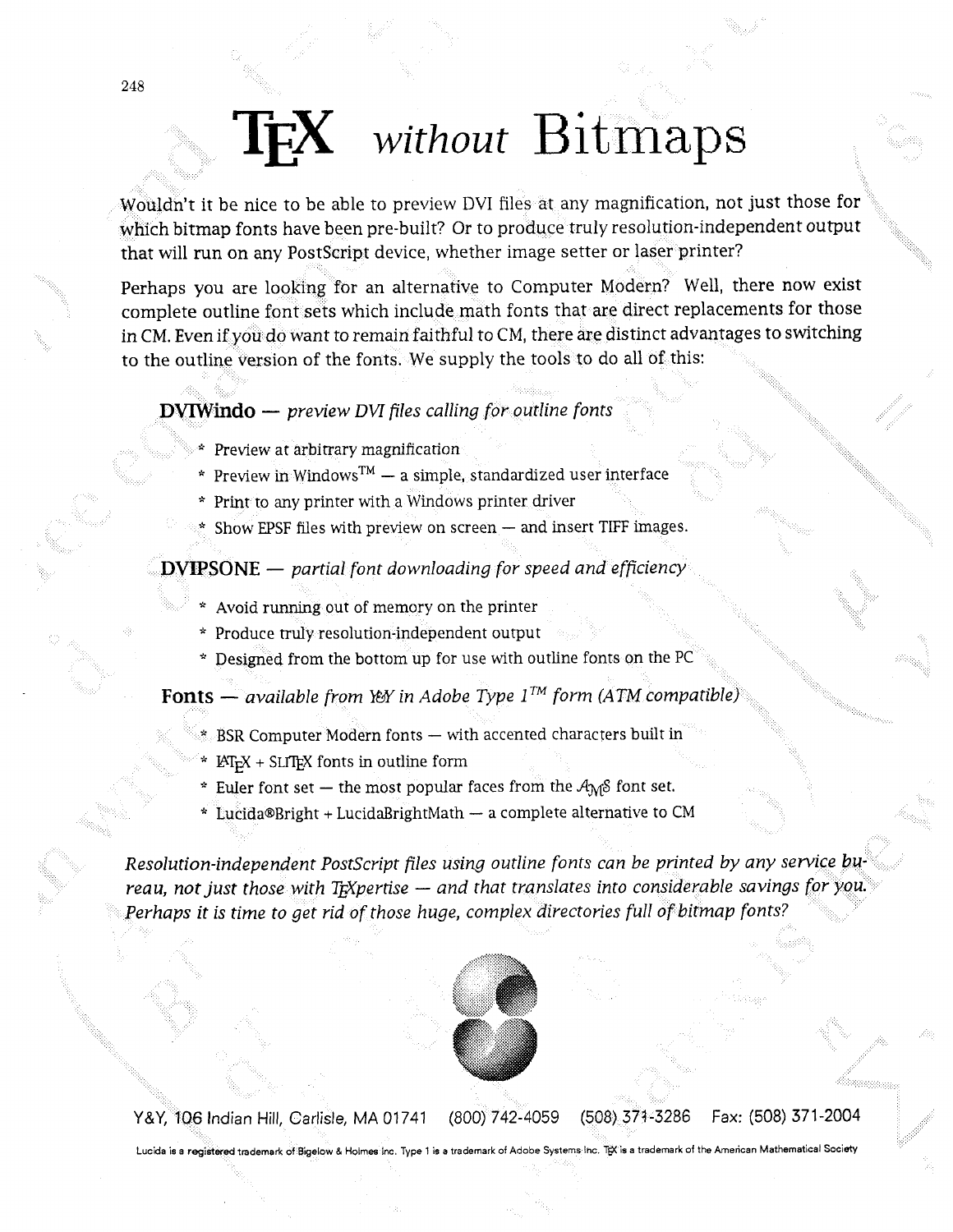# TEX *without* Bitmaps

Wouldn't it be nice to be able to preview DVI files at any magnification, not just those for which bitmap fonts have been pre-built? Or to produce truly resolution-independent output that will run on any PostScript device, whether image setter or laser printer?

Perhaps you are looking for an alternative to Computer Modern? Well, there now exist complete outline font sets which include math fonts that are direct replacements for those in CM. Even if you do want to remain faithful to CM, there are distinct advantages to switching to the outline version of the fonts. We supply the tools to do all of this:

**DVIWindo** — *preview DVI files calling for outline fonts*

* Preview at arbitrary magnification
* Preview in Windows™ — a simple, standardized user interface
* Print to any printer with a Windows printer driver
* Show EPSF files with preview on screen — and insert TIFF images.

**DVIPSONE** — *partial font downloading for speed and efficiency*

* Avoid running out of memory on the printer
* Produce truly resolution-independent output
* Designed from the bottom up for use with outline fonts on the PC

**Fonts** — *available from Y&Y in Adobe Type 1™ form (ATM compatible)*

* BSR Computer Modern fonts — with accented characters built in
* LaTeX + SliTeX fonts in outline form
* Euler font set — the most popular faces from the AMS font set.
* Lucida®Bright + LucidaBrightMath — a complete alternative to CM

*Resolution-independent PostScript files using outline fonts can be printed by any service bureau, not just those with TeXpertise — and that translates into considerable savings for you. Perhaps it is time to get rid of those huge, complex directories full of bitmap fonts?*

Y&Y, 106 Indian Hill, Carlisle, MA 01741 (800) 742-4059 (508) 371-3286 Fax: (508) 371-2004

Lucida is a registered trademark of Bigelow & Holmes Inc. Type 1 is a trademark of Adobe Systems Inc. TeX is a trademark of the American Mathematical Society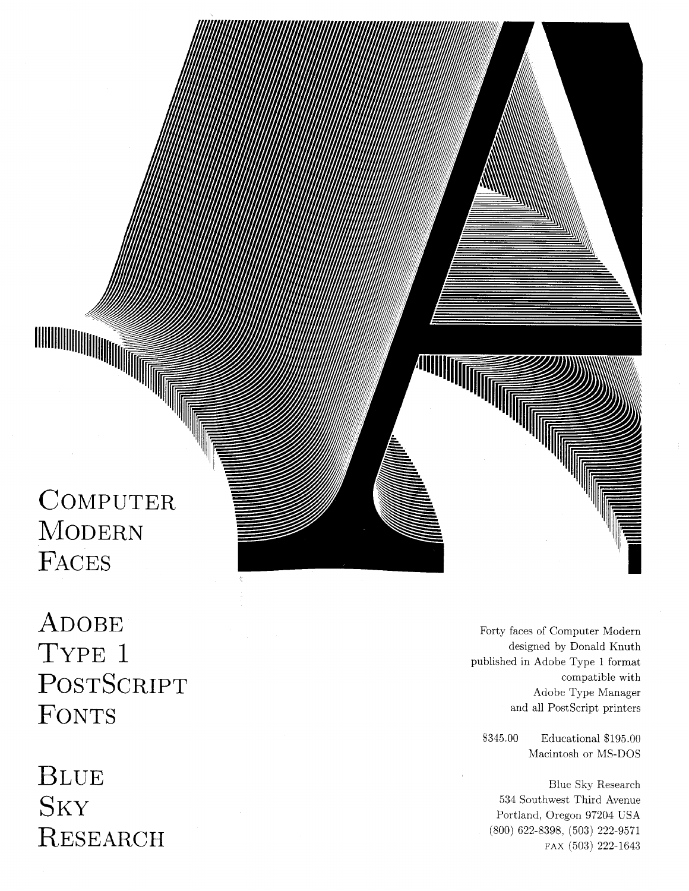# Computer Modern Faces

# Adobe Type 1 PostScript Fonts

# Blue Sky Research

Forty faces of Computer Modern
designed by Donald Knuth
published in Adobe Type 1 format
compatible with
Adobe Type Manager
and all PostScript printers

\$345.00 Educational \$195.00
Macintosh or MS-DOS

Blue Sky Research
534 Southwest Third Avenue
Portland, Oregon 97204 USA
(800) 622-8398, (503) 222-9571
FAX (503) 222-1643